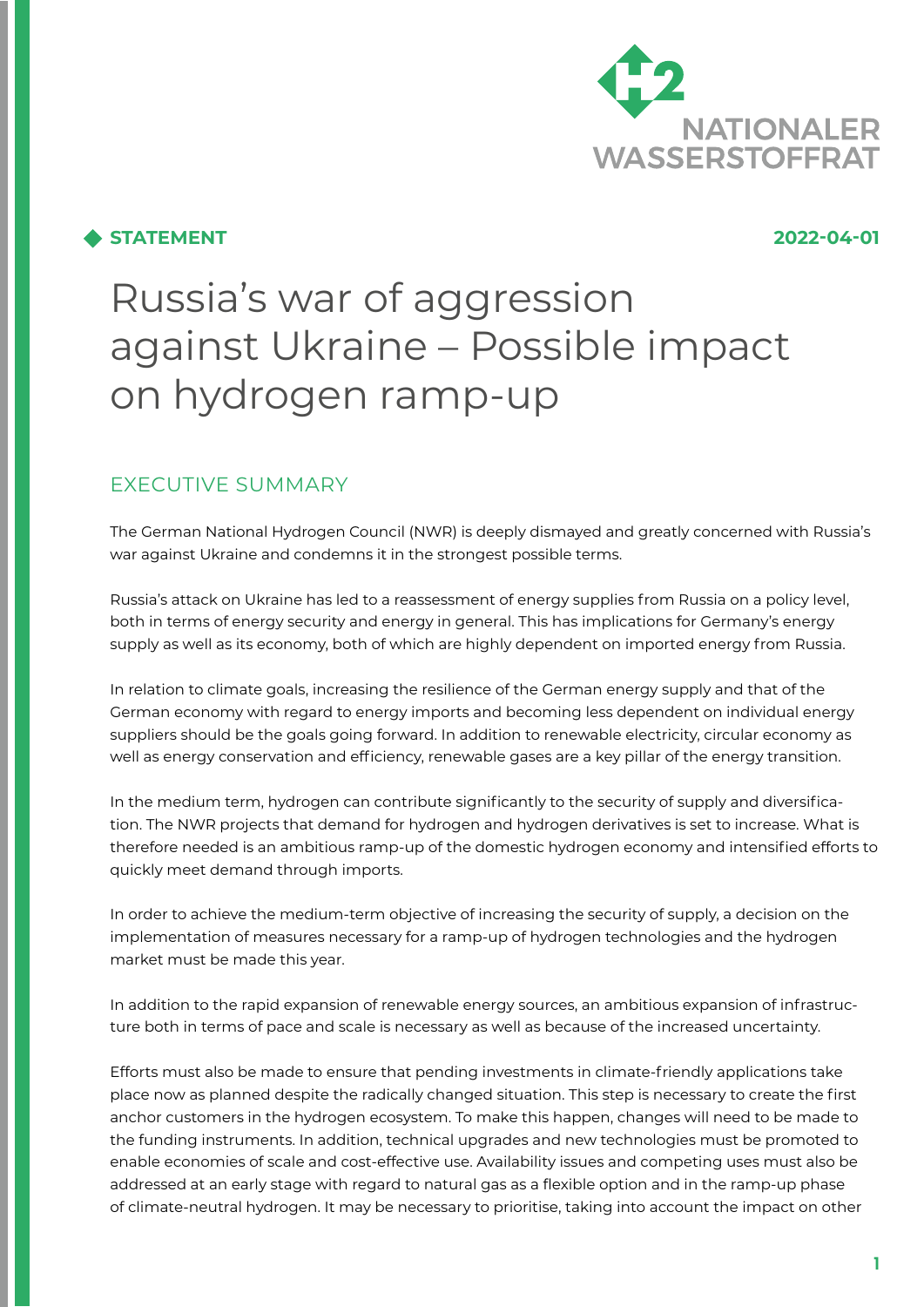**STATEMENT** **2022-04-01**

# Russia's war of aggression against Ukraine – Possible impact on hydrogen ramp-up

## EXECUTIVE SUMMARY

The German National Hydrogen Council (NWR) is deeply dismayed and greatly concerned with Russia's war against Ukraine and condemns it in the strongest possible terms.

Russia's attack on Ukraine has led to a reassessment of energy supplies from Russia on a policy level, both in terms of energy security and energy in general. This has implications for Germany's energy supply as well as its economy, both of which are highly dependent on imported energy from Russia.

In relation to climate goals, increasing the resilience of the German energy supply and that of the German economy with regard to energy imports and becoming less dependent on individual energy suppliers should be the goals going forward. In addition to renewable electricity, circular economy as well as energy conservation and efficiency, renewable gases are a key pillar of the energy transition.

In the medium term, hydrogen can contribute significantly to the security of supply and diversification. The NWR projects that demand for hydrogen and hydrogen derivatives is set to increase. What is therefore needed is an ambitious ramp-up of the domestic hydrogen economy and intensified efforts to quickly meet demand through imports.

In order to achieve the medium-term objective of increasing the security of supply, a decision on the implementation of measures necessary for a ramp-up of hydrogen technologies and the hydrogen market must be made this year.

In addition to the rapid expansion of renewable energy sources, an ambitious expansion of infrastructure both in terms of pace and scale is necessary as well as because of the increased uncertainty.

Efforts must also be made to ensure that pending investments in climate-friendly applications take place now as planned despite the radically changed situation. This step is necessary to create the first anchor customers in the hydrogen ecosystem. To make this happen, changes will need to be made to the funding instruments. In addition, technical upgrades and new technologies must be promoted to enable economies of scale and cost-effective use. Availability issues and competing uses must also be addressed at an early stage with regard to natural gas as a flexible option and in the ramp-up phase of climate-neutral hydrogen. It may be necessary to prioritise, taking into account the impact on other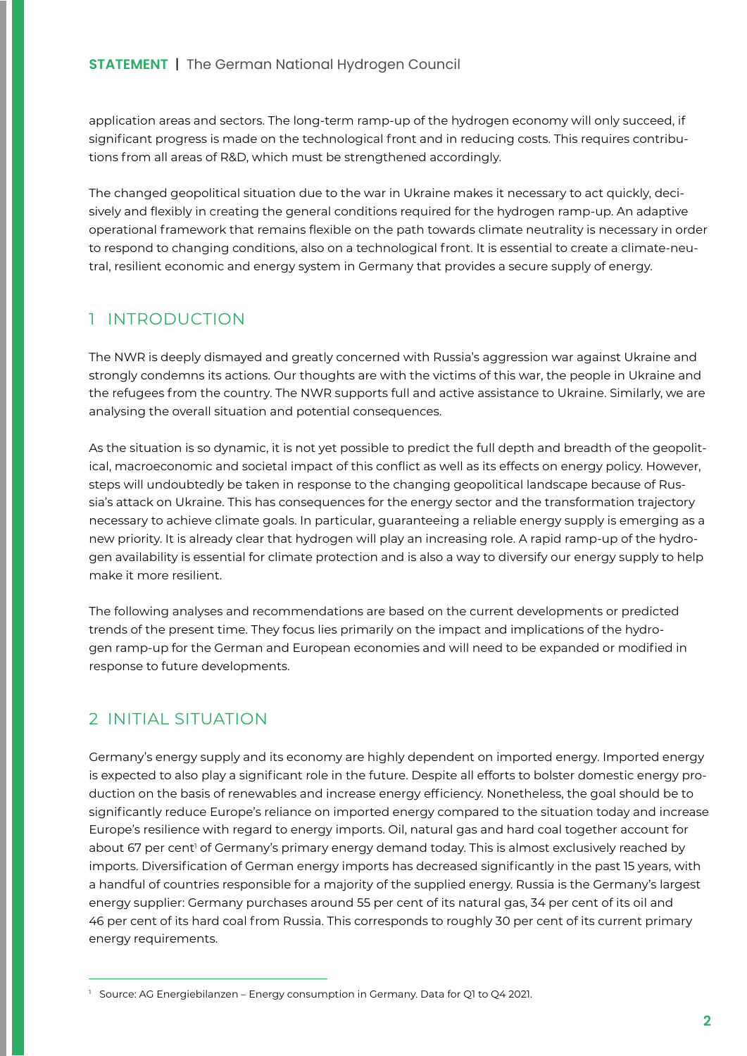application areas and sectors. The long-term ramp-up of the hydrogen economy will only succeed, if significant progress is made on the technological front and in reducing costs. This requires contributions from all areas of R&D, which must be strengthened accordingly.

The changed geopolitical situation due to the war in Ukraine makes it necessary to act quickly, decisively and flexibly in creating the general conditions required for the hydrogen ramp-up. An adaptive operational framework that remains flexible on the path towards climate neutrality is necessary in order to respond to changing conditions, also on a technological front. It is essential to create a climate-neutral, resilient economic and energy system in Germany that provides a secure supply of energy.

## 1 INTRODUCTION

The NWR is deeply dismayed and greatly concerned with Russia's aggression war against Ukraine and strongly condemns its actions. Our thoughts are with the victims of this war, the people in Ukraine and the refugees from the country. The NWR supports full and active assistance to Ukraine. Similarly, we are analysing the overall situation and potential consequences.

As the situation is so dynamic, it is not yet possible to predict the full depth and breadth of the geopolitical, macroeconomic and societal impact of this conflict as well as its effects on energy policy. However, steps will undoubtedly be taken in response to the changing geopolitical landscape because of Russia's attack on Ukraine. This has consequences for the energy sector and the transformation trajectory necessary to achieve climate goals. In particular, guaranteeing a reliable energy supply is emerging as a new priority. It is already clear that hydrogen will play an increasing role. A rapid ramp-up of the hydrogen availability is essential for climate protection and is also a way to diversify our energy supply to help make it more resilient.

The following analyses and recommendations are based on the current developments or predicted trends of the present time. They focus lies primarily on the impact and implications of the hydrogen ramp-up for the German and European economies and will need to be expanded or modified in response to future developments.

## 2 INITIAL SITUATION

Germany's energy supply and its economy are highly dependent on imported energy. Imported energy is expected to also play a significant role in the future. Despite all efforts to bolster domestic energy production on the basis of renewables and increase energy efficiency. Nonetheless, the goal should be to significantly reduce Europe's reliance on imported energy compared to the situation today and increase Europe's resilience with regard to energy imports. Oil, natural gas and hard coal together account for about 67 per cent[1] of Germany's primary energy demand today. This is almost exclusively reached by imports. Diversification of German energy imports has decreased significantly in the past 15 years, with a handful of countries responsible for a majority of the supplied energy. Russia is the Germany's largest energy supplier: Germany purchases around 55 per cent of its natural gas, 34 per cent of its oil and 46 per cent of its hard coal from Russia. This corresponds to roughly 30 per cent of its current primary energy requirements.

[1] Source: AG Energiebilanzen – Energy consumption in Germany. Data for Q1 to Q4 2021.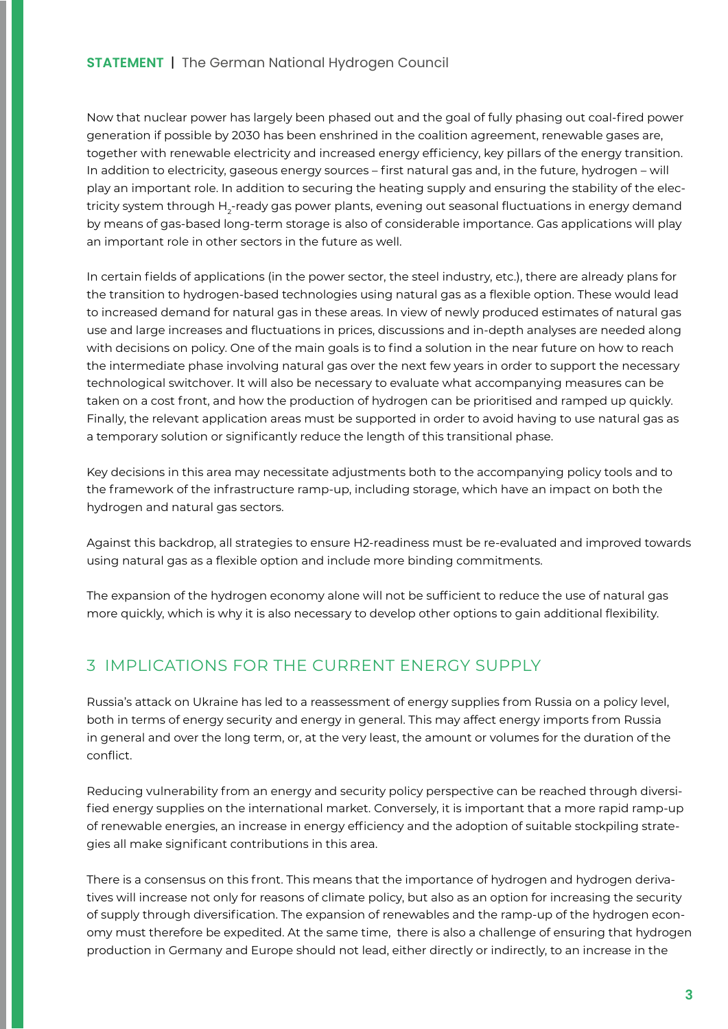Now that nuclear power has largely been phased out and the goal of fully phasing out coal-fired power generation if possible by 2030 has been enshrined in the coalition agreement, renewable gases are, together with renewable electricity and increased energy efficiency, key pillars of the energy transition. In addition to electricity, gaseous energy sources – first natural gas and, in the future, hydrogen – will play an important role. In addition to securing the heating supply and ensuring the stability of the electricity system through $H_2$-ready gas power plants, evening out seasonal fluctuations in energy demand by means of gas-based long-term storage is also of considerable importance. Gas applications will play an important role in other sectors in the future as well.

In certain fields of applications (in the power sector, the steel industry, etc.), there are already plans for the transition to hydrogen-based technologies using natural gas as a flexible option. These would lead to increased demand for natural gas in these areas. In view of newly produced estimates of natural gas use and large increases and fluctuations in prices, discussions and in-depth analyses are needed along with decisions on policy. One of the main goals is to find a solution in the near future on how to reach the intermediate phase involving natural gas over the next few years in order to support the necessary technological switchover. It will also be necessary to evaluate what accompanying measures can be taken on a cost front, and how the production of hydrogen can be prioritised and ramped up quickly. Finally, the relevant application areas must be supported in order to avoid having to use natural gas as a temporary solution or significantly reduce the length of this transitional phase.

Key decisions in this area may necessitate adjustments both to the accompanying policy tools and to the framework of the infrastructure ramp-up, including storage, which have an impact on both the hydrogen and natural gas sectors.

Against this backdrop, all strategies to ensure H2-readiness must be re-evaluated and improved towards using natural gas as a flexible option and include more binding commitments.

The expansion of the hydrogen economy alone will not be sufficient to reduce the use of natural gas more quickly, which is why it is also necessary to develop other options to gain additional flexibility.

## 3 IMPLICATIONS FOR THE CURRENT ENERGY SUPPLY

Russia's attack on Ukraine has led to a reassessment of energy supplies from Russia on a policy level, both in terms of energy security and energy in general. This may affect energy imports from Russia in general and over the long term, or, at the very least, the amount or volumes for the duration of the conflict.

Reducing vulnerability from an energy and security policy perspective can be reached through diversified energy supplies on the international market. Conversely, it is important that a more rapid ramp-up of renewable energies, an increase in energy efficiency and the adoption of suitable stockpiling strategies all make significant contributions in this area.

There is a consensus on this front. This means that the importance of hydrogen and hydrogen derivatives will increase not only for reasons of climate policy, but also as an option for increasing the security of supply through diversification. The expansion of renewables and the ramp-up of the hydrogen economy must therefore be expedited. At the same time, there is also a challenge of ensuring that hydrogen production in Germany and Europe should not lead, either directly or indirectly, to an increase in the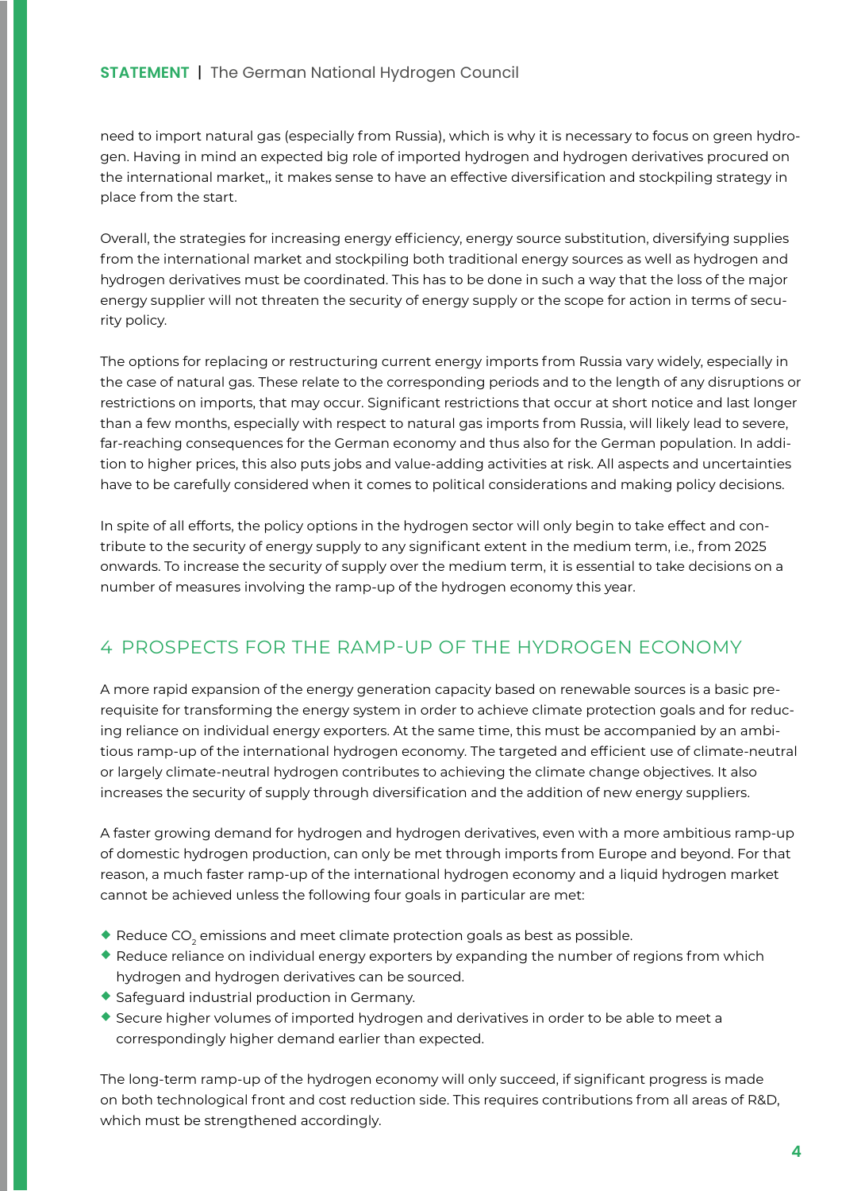need to import natural gas (especially from Russia), which is why it is necessary to focus on green hydrogen. Having in mind an expected big role of imported hydrogen and hydrogen derivatives procured on the international market,, it makes sense to have an effective diversification and stockpiling strategy in place from the start.

Overall, the strategies for increasing energy efficiency, energy source substitution, diversifying supplies from the international market and stockpiling both traditional energy sources as well as hydrogen and hydrogen derivatives must be coordinated. This has to be done in such a way that the loss of the major energy supplier will not threaten the security of energy supply or the scope for action in terms of security policy.

The options for replacing or restructuring current energy imports from Russia vary widely, especially in the case of natural gas. These relate to the corresponding periods and to the length of any disruptions or restrictions on imports, that may occur. Significant restrictions that occur at short notice and last longer than a few months, especially with respect to natural gas imports from Russia, will likely lead to severe, far-reaching consequences for the German economy and thus also for the German population. In addition to higher prices, this also puts jobs and value-adding activities at risk. All aspects and uncertainties have to be carefully considered when it comes to political considerations and making policy decisions.

In spite of all efforts, the policy options in the hydrogen sector will only begin to take effect and contribute to the security of energy supply to any significant extent in the medium term, i.e., from 2025 onwards. To increase the security of supply over the medium term, it is essential to take decisions on a number of measures involving the ramp-up of the hydrogen economy this year.

## 4 PROSPECTS FOR THE RAMP-UP OF THE HYDROGEN ECONOMY

A more rapid expansion of the energy generation capacity based on renewable sources is a basic prerequisite for transforming the energy system in order to achieve climate protection goals and for reducing reliance on individual energy exporters. At the same time, this must be accompanied by an ambitious ramp-up of the international hydrogen economy. The targeted and efficient use of climate-neutral or largely climate-neutral hydrogen contributes to achieving the climate change objectives. It also increases the security of supply through diversification and the addition of new energy suppliers.

A faster growing demand for hydrogen and hydrogen derivatives, even with a more ambitious ramp-up of domestic hydrogen production, can only be met through imports from Europe and beyond. For that reason, a much faster ramp-up of the international hydrogen economy and a liquid hydrogen market cannot be achieved unless the following four goals in particular are met:

- Reduce $CO_2$ emissions and meet climate protection goals as best as possible.
- Reduce reliance on individual energy exporters by expanding the number of regions from which hydrogen and hydrogen derivatives can be sourced.
- Safeguard industrial production in Germany.
- Secure higher volumes of imported hydrogen and derivatives in order to be able to meet a correspondingly higher demand earlier than expected.

The long-term ramp-up of the hydrogen economy will only succeed, if significant progress is made on both technological front and cost reduction side. This requires contributions from all areas of R&D, which must be strengthened accordingly.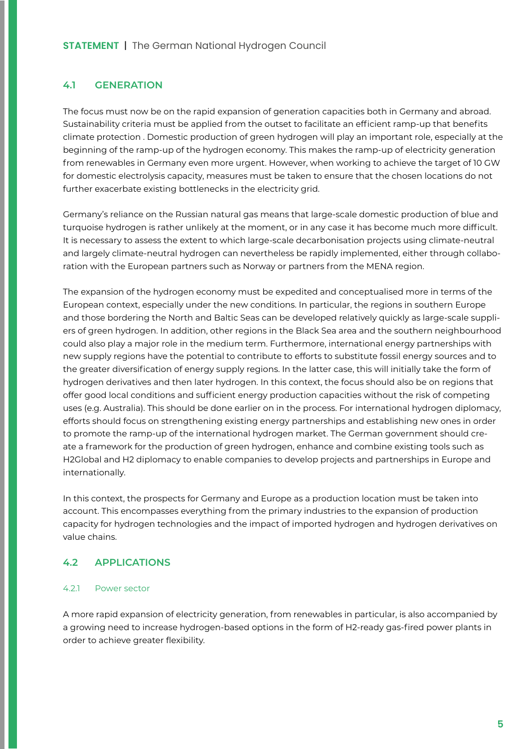## 4.1 GENERATION

The focus must now be on the rapid expansion of generation capacities both in Germany and abroad. Sustainability criteria must be applied from the outset to facilitate an efficient ramp-up that benefits climate protection . Domestic production of green hydrogen will play an important role, especially at the beginning of the ramp-up of the hydrogen economy. This makes the ramp-up of electricity generation from renewables in Germany even more urgent. However, when working to achieve the target of 10 GW for domestic electrolysis capacity, measures must be taken to ensure that the chosen locations do not further exacerbate existing bottlenecks in the electricity grid.

Germany's reliance on the Russian natural gas means that large-scale domestic production of blue and turquoise hydrogen is rather unlikely at the moment, or in any case it has become much more difficult. It is necessary to assess the extent to which large-scale decarbonisation projects using climate-neutral and largely climate-neutral hydrogen can nevertheless be rapidly implemented, either through collaboration with the European partners such as Norway or partners from the MENA region.

The expansion of the hydrogen economy must be expedited and conceptualised more in terms of the European context, especially under the new conditions. In particular, the regions in southern Europe and those bordering the North and Baltic Seas can be developed relatively quickly as large-scale suppliers of green hydrogen. In addition, other regions in the Black Sea area and the southern neighbourhood could also play a major role in the medium term. Furthermore, international energy partnerships with new supply regions have the potential to contribute to efforts to substitute fossil energy sources and to the greater diversification of energy supply regions. In the latter case, this will initially take the form of hydrogen derivatives and then later hydrogen. In this context, the focus should also be on regions that offer good local conditions and sufficient energy production capacities without the risk of competing uses (e.g. Australia). This should be done earlier on in the process. For international hydrogen diplomacy, efforts should focus on strengthening existing energy partnerships and establishing new ones in order to promote the ramp-up of the international hydrogen market. The German government should create a framework for the production of green hydrogen, enhance and combine existing tools such as H2Global and H2 diplomacy to enable companies to develop projects and partnerships in Europe and internationally.

In this context, the prospects for Germany and Europe as a production location must be taken into account. This encompasses everything from the primary industries to the expansion of production capacity for hydrogen technologies and the impact of imported hydrogen and hydrogen derivatives on value chains.

## 4.2 APPLICATIONS

### 4.2.1 Power sector

A more rapid expansion of electricity generation, from renewables in particular, is also accompanied by a growing need to increase hydrogen-based options in the form of H2-ready gas-fired power plants in order to achieve greater flexibility.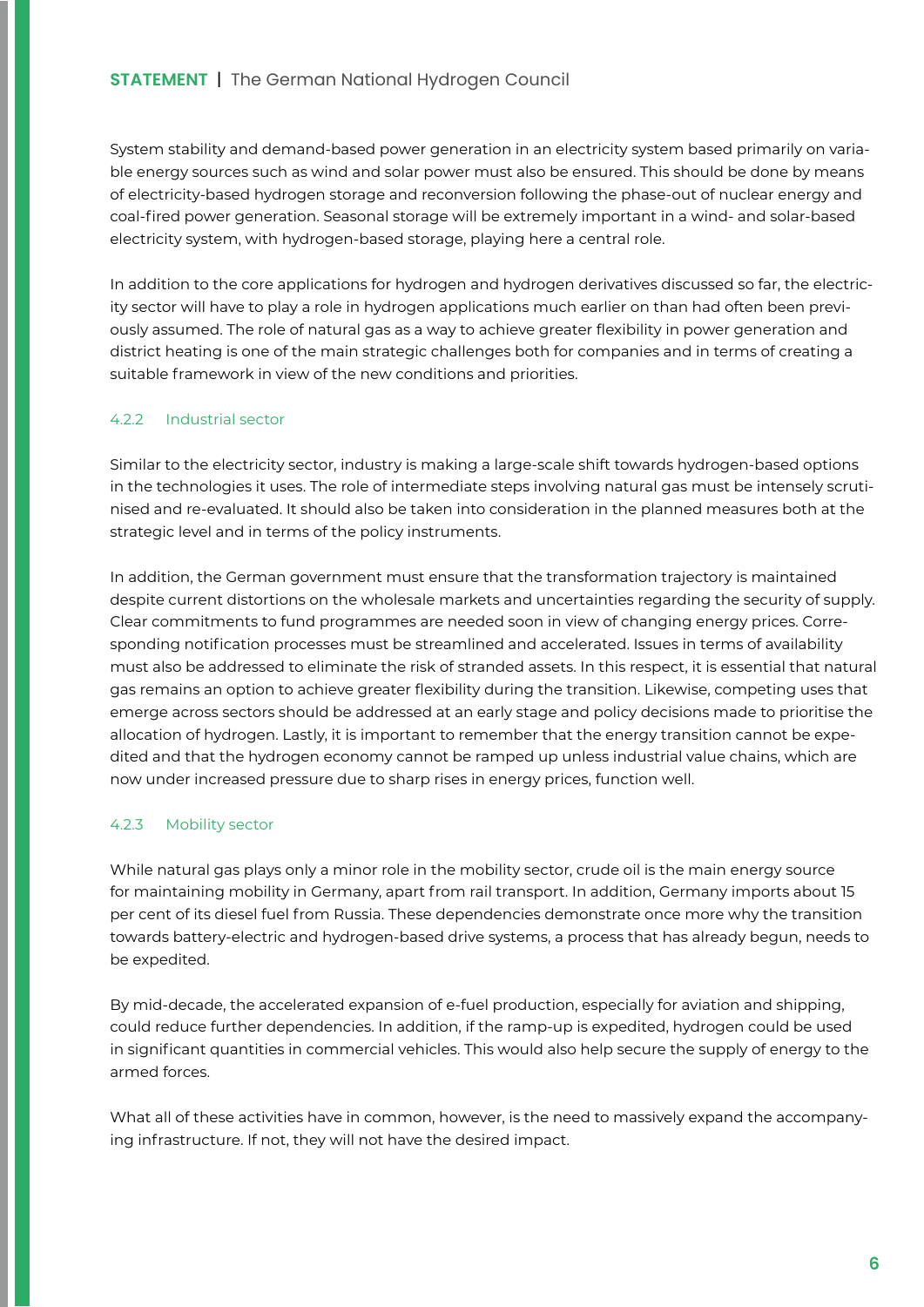System stability and demand-based power generation in an electricity system based primarily on variable energy sources such as wind and solar power must also be ensured. This should be done by means of electricity-based hydrogen storage and reconversion following the phase-out of nuclear energy and coal-fired power generation. Seasonal storage will be extremely important in a wind- and solar-based electricity system, with hydrogen-based storage, playing here a central role.

In addition to the core applications for hydrogen and hydrogen derivatives discussed so far, the electricity sector will have to play a role in hydrogen applications much earlier on than had often been previously assumed. The role of natural gas as a way to achieve greater flexibility in power generation and district heating is one of the main strategic challenges both for companies and in terms of creating a suitable framework in view of the new conditions and priorities.

### 4.2.2 Industrial sector

Similar to the electricity sector, industry is making a large-scale shift towards hydrogen-based options in the technologies it uses. The role of intermediate steps involving natural gas must be intensely scrutinised and re-evaluated. It should also be taken into consideration in the planned measures both at the strategic level and in terms of the policy instruments.

In addition, the German government must ensure that the transformation trajectory is maintained despite current distortions on the wholesale markets and uncertainties regarding the security of supply. Clear commitments to fund programmes are needed soon in view of changing energy prices. Corresponding notification processes must be streamlined and accelerated. Issues in terms of availability must also be addressed to eliminate the risk of stranded assets. In this respect, it is essential that natural gas remains an option to achieve greater flexibility during the transition. Likewise, competing uses that emerge across sectors should be addressed at an early stage and policy decisions made to prioritise the allocation of hydrogen. Lastly, it is important to remember that the energy transition cannot be expedited and that the hydrogen economy cannot be ramped up unless industrial value chains, which are now under increased pressure due to sharp rises in energy prices, function well.

### 4.2.3 Mobility sector

While natural gas plays only a minor role in the mobility sector, crude oil is the main energy source for maintaining mobility in Germany, apart from rail transport. In addition, Germany imports about 15 per cent of its diesel fuel from Russia. These dependencies demonstrate once more why the transition towards battery-electric and hydrogen-based drive systems, a process that has already begun, needs to be expedited.

By mid-decade, the accelerated expansion of e-fuel production, especially for aviation and shipping, could reduce further dependencies. In addition, if the ramp-up is expedited, hydrogen could be used in significant quantities in commercial vehicles. This would also help secure the supply of energy to the armed forces.

What all of these activities have in common, however, is the need to massively expand the accompanying infrastructure. If not, they will not have the desired impact.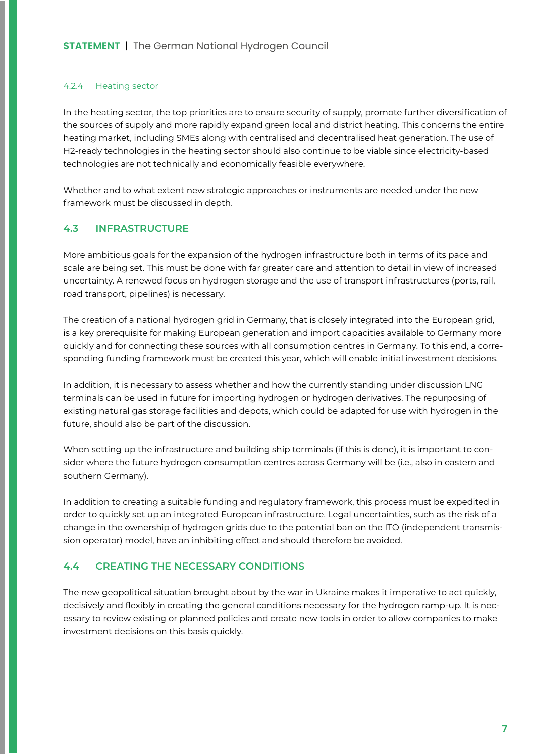#### 4.2.4 Heating sector

In the heating sector, the top priorities are to ensure security of supply, promote further diversification of the sources of supply and more rapidly expand green local and district heating. This concerns the entire heating market, including SMEs along with centralised and decentralised heat generation. The use of H2-ready technologies in the heating sector should also continue to be viable since electricity-based technologies are not technically and economically feasible everywhere.

Whether and to what extent new strategic approaches or instruments are needed under the new framework must be discussed in depth.

### 4.3 INFRASTRUCTURE

More ambitious goals for the expansion of the hydrogen infrastructure both in terms of its pace and scale are being set. This must be done with far greater care and attention to detail in view of increased uncertainty. A renewed focus on hydrogen storage and the use of transport infrastructures (ports, rail, road transport, pipelines) is necessary.

The creation of a national hydrogen grid in Germany, that is closely integrated into the European grid, is a key prerequisite for making European generation and import capacities available to Germany more quickly and for connecting these sources with all consumption centres in Germany. To this end, a corresponding funding framework must be created this year, which will enable initial investment decisions.

In addition, it is necessary to assess whether and how the currently standing under discussion LNG terminals can be used in future for importing hydrogen or hydrogen derivatives. The repurposing of existing natural gas storage facilities and depots, which could be adapted for use with hydrogen in the future, should also be part of the discussion.

When setting up the infrastructure and building ship terminals (if this is done), it is important to consider where the future hydrogen consumption centres across Germany will be (i.e., also in eastern and southern Germany).

In addition to creating a suitable funding and regulatory framework, this process must be expedited in order to quickly set up an integrated European infrastructure. Legal uncertainties, such as the risk of a change in the ownership of hydrogen grids due to the potential ban on the ITO (independent transmission operator) model, have an inhibiting effect and should therefore be avoided.

### 4.4 CREATING THE NECESSARY CONDITIONS

The new geopolitical situation brought about by the war in Ukraine makes it imperative to act quickly, decisively and flexibly in creating the general conditions necessary for the hydrogen ramp-up. It is necessary to review existing or planned policies and create new tools in order to allow companies to make investment decisions on this basis quickly.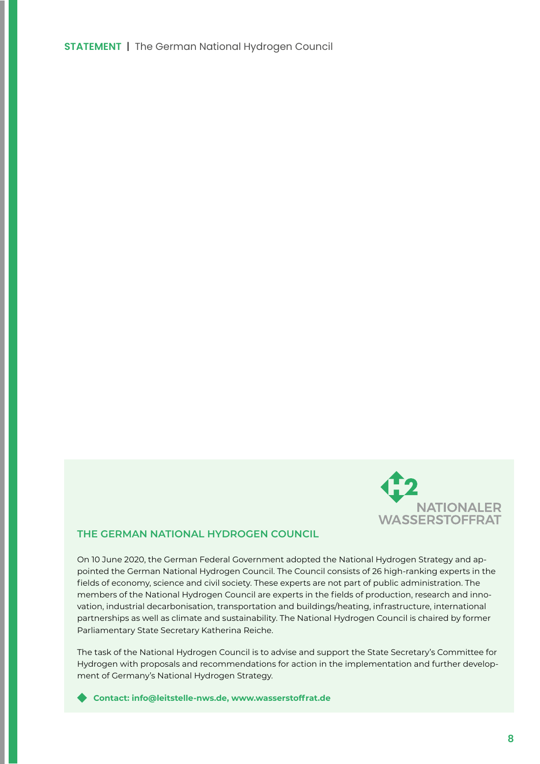NATIONALER WASSERSTOFFRAT

## THE GERMAN NATIONAL HYDROGEN COUNCIL

On 10 June 2020, the German Federal Government adopted the National Hydrogen Strategy and appointed the German National Hydrogen Council. The Council consists of 26 high-ranking experts in the fields of economy, science and civil society. These experts are not part of public administration. The members of the National Hydrogen Council are experts in the fields of production, research and innovation, industrial decarbonisation, transportation and buildings/heating, infrastructure, international partnerships as well as climate and sustainability. The National Hydrogen Council is chaired by former Parliamentary State Secretary Katherina Reiche.

The task of the National Hydrogen Council is to advise and support the State Secretary's Committee for Hydrogen with proposals and recommendations for action in the implementation and further development of Germany's National Hydrogen Strategy.

**Contact: info@leitstelle-nws.de, www.wasserstoffrat.de**